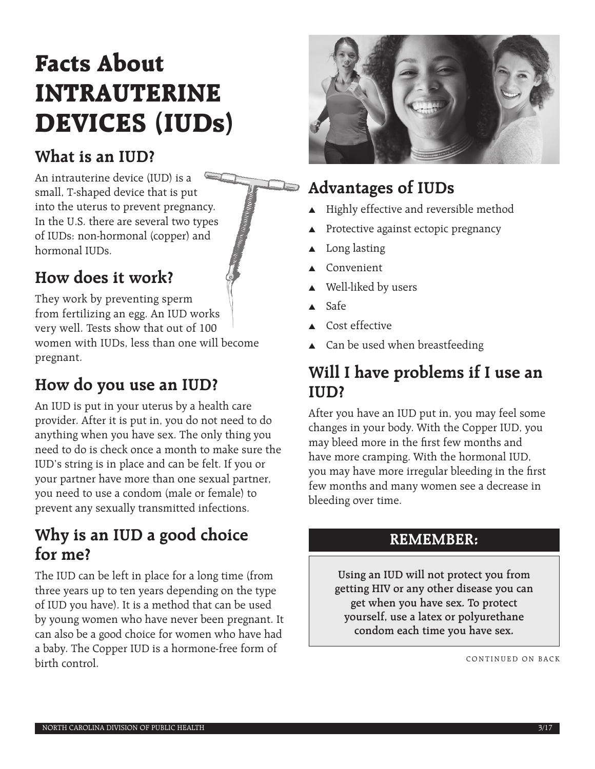# Facts About INTRAUTERINE DEVICES (IUDs)

## What is an IUD?

An intrauterine device (IUD) is a small, T-shaped device that is put into the uterus to prevent pregnancy. In the U.S. there are several two types of IUDs: non-hormonal (copper) and hormonal IUDs.

## How does it work?

They work by preventing sperm from fertilizing an egg. An IUD works very well. Tests show that out of 100 women with IUDs, less than one will become pregnant.

## How do you use an IUD?

An IUD is put in your uterus by a health care provider. After it is put in, you do not need to do anything when you have sex. The only thing you need to do is check once a month to make sure the IUD's string is in place and can be felt. If you or your partner have more than one sexual partner, you need to use a condom (male or female) to prevent any sexually transmitted infections.

## Why is an IUD a good choice for me?

The IUD can be left in place for a long time (from three years up to ten years depending on the type of IUD you have). It is a method that can be used by young women who have never been pregnant. It can also be a good choice for women who have had a baby. The Copper IUD is a hormone-free form of birth control.

## Advantages of IUDs

- Highly effective and reversible method
- Protective against ectopic pregnancy
- Long lasting
- Convenient
- Well-liked by users
- Safe
- Cost effective
- Can be used when breastfeeding

## Will I have problems if I use an IUD?

After you have an IUD put in, you may feel some changes in your body. With the Copper IUD, you may bleed more in the first few months and have more cramping. With the hormonal IUD, you may have more irregular bleeding in the first few months and many women see a decrease in bleeding over time.

### REMEMBER:

**Using an IUD will not protect you from getting HIV or any other disease you can get when you have sex. To protect yourself, use a latex or polyurethane condom each time you have sex.**

CONTINUED ON BACK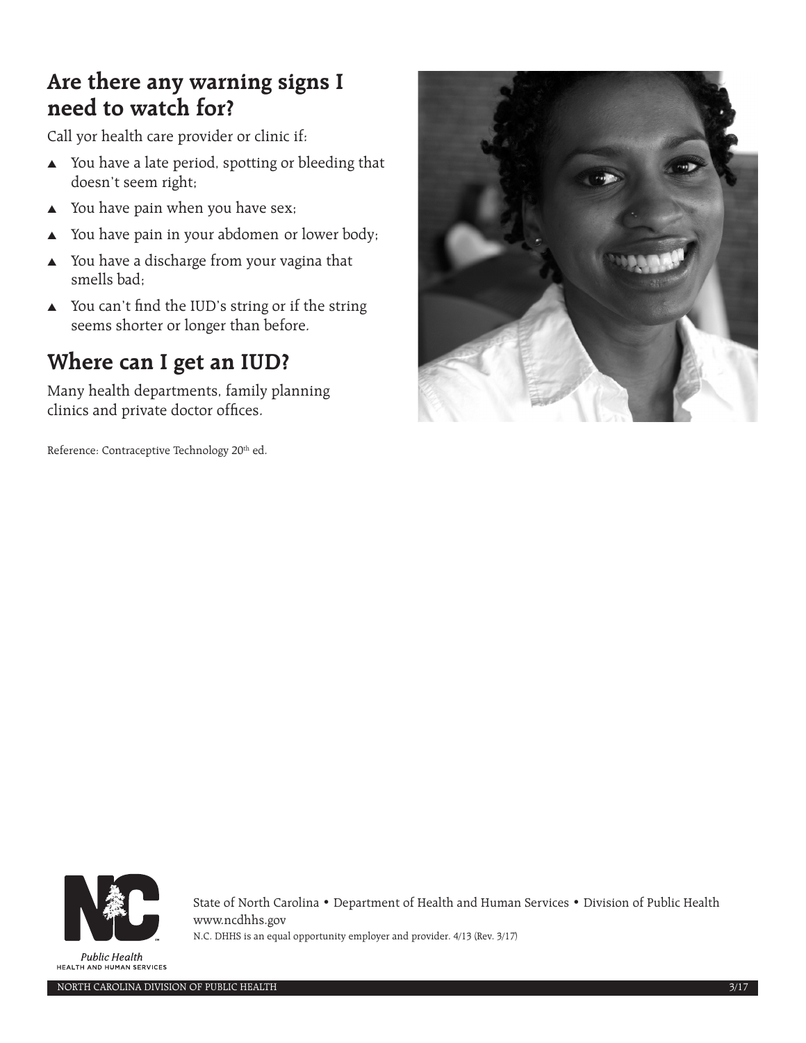## Are there any warning signs I need to watch for?

Call yor health care provider or clinic if:

- You have a late period, spotting or bleeding that doesn't seem right;
- You have pain when you have sex;
- You have pain in your abdomen or lower body;
- You have a discharge from your vagina that smells bad;
- You can't find the IUD's string or if the string seems shorter or longer than before.

## Where can I get an IUD?

Many health departments, family planning clinics and private doctor offices.

Reference: Contraceptive Technology 20th ed.

Public Health
HEALTH AND HUMAN SERVICES

State of North Carolina • Department of Health and Human Services • Division of Public Health
www.ncdhhs.gov
N.C. DHHS is an equal opportunity employer and provider. 4/13 (Rev. 3/17)